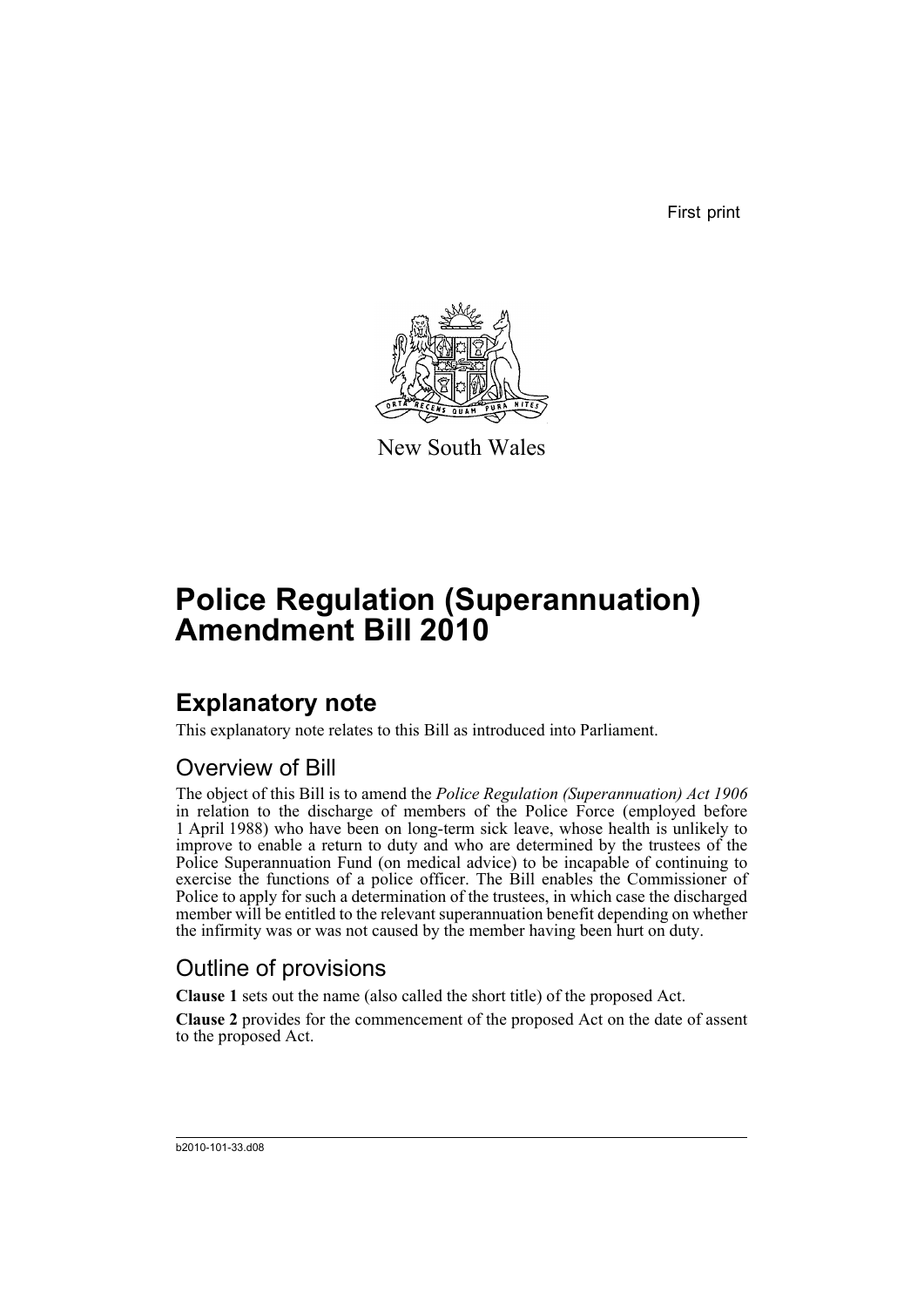First print

New South Wales

# Police Regulation (Superannuation) Amendment Bill 2010

## Explanatory note

This explanatory note relates to this Bill as introduced into Parliament.

### Overview of Bill

The object of this Bill is to amend the *Police Regulation (Superannuation) Act 1906* in relation to the discharge of members of the Police Force (employed before 1 April 1988) who have been on long-term sick leave, whose health is unlikely to improve to enable a return to duty and who are determined by the trustees of the Police Superannuation Fund (on medical advice) to be incapable of continuing to exercise the functions of a police officer. The Bill enables the Commissioner of Police to apply for such a determination of the trustees, in which case the discharged member will be entitled to the relevant superannuation benefit depending on whether the infirmity was or was not caused by the member having been hurt on duty.

### Outline of provisions

**Clause 1** sets out the name (also called the short title) of the proposed Act.

**Clause 2** provides for the commencement of the proposed Act on the date of assent to the proposed Act.

b2010-101-33.d08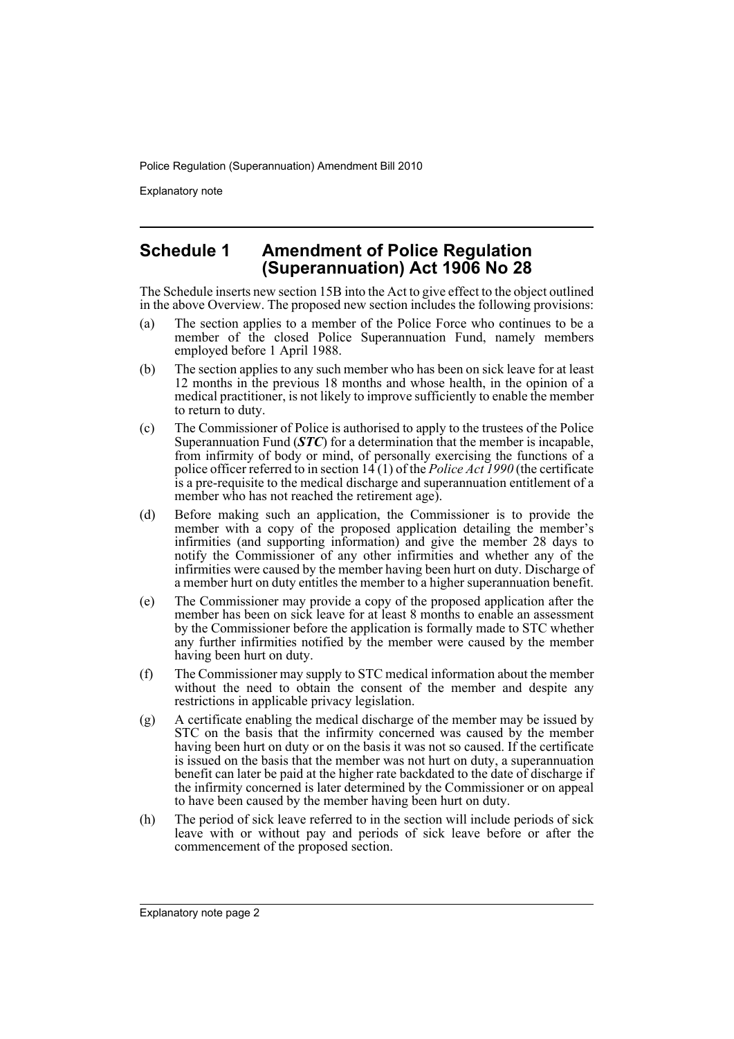## Schedule 1 Amendment of Police Regulation (Superannuation) Act 1906 No 28

The Schedule inserts new section 15B into the Act to give effect to the object outlined in the above Overview. The proposed new section includes the following provisions:

(a) The section applies to a member of the Police Force who continues to be a member of the closed Police Superannuation Fund, namely members employed before 1 April 1988.

(b) The section applies to any such member who has been on sick leave for at least 12 months in the previous 18 months and whose health, in the opinion of a medical practitioner, is not likely to improve sufficiently to enable the member to return to duty.

(c) The Commissioner of Police is authorised to apply to the trustees of the Police Superannuation Fund (***STC***) for a determination that the member is incapable, from infirmity of body or mind, of personally exercising the functions of a police officer referred to in section 14 (1) of the *Police Act 1990* (the certificate is a pre-requisite to the medical discharge and superannuation entitlement of a member who has not reached the retirement age).

(d) Before making such an application, the Commissioner is to provide the member with a copy of the proposed application detailing the member's infirmities (and supporting information) and give the member 28 days to notify the Commissioner of any other infirmities and whether any of the infirmities were caused by the member having been hurt on duty. Discharge of a member hurt on duty entitles the member to a higher superannuation benefit.

(e) The Commissioner may provide a copy of the proposed application after the member has been on sick leave for at least 8 months to enable an assessment by the Commissioner before the application is formally made to STC whether any further infirmities notified by the member were caused by the member having been hurt on duty.

(f) The Commissioner may supply to STC medical information about the member without the need to obtain the consent of the member and despite any restrictions in applicable privacy legislation.

(g) A certificate enabling the medical discharge of the member may be issued by STC on the basis that the infirmity concerned was caused by the member having been hurt on duty or on the basis it was not so caused. If the certificate is issued on the basis that the member was not hurt on duty, a superannuation benefit can later be paid at the higher rate backdated to the date of discharge if the infirmity concerned is later determined by the Commissioner or on appeal to have been caused by the member having been hurt on duty.

(h) The period of sick leave referred to in the section will include periods of sick leave with or without pay and periods of sick leave before or after the commencement of the proposed section.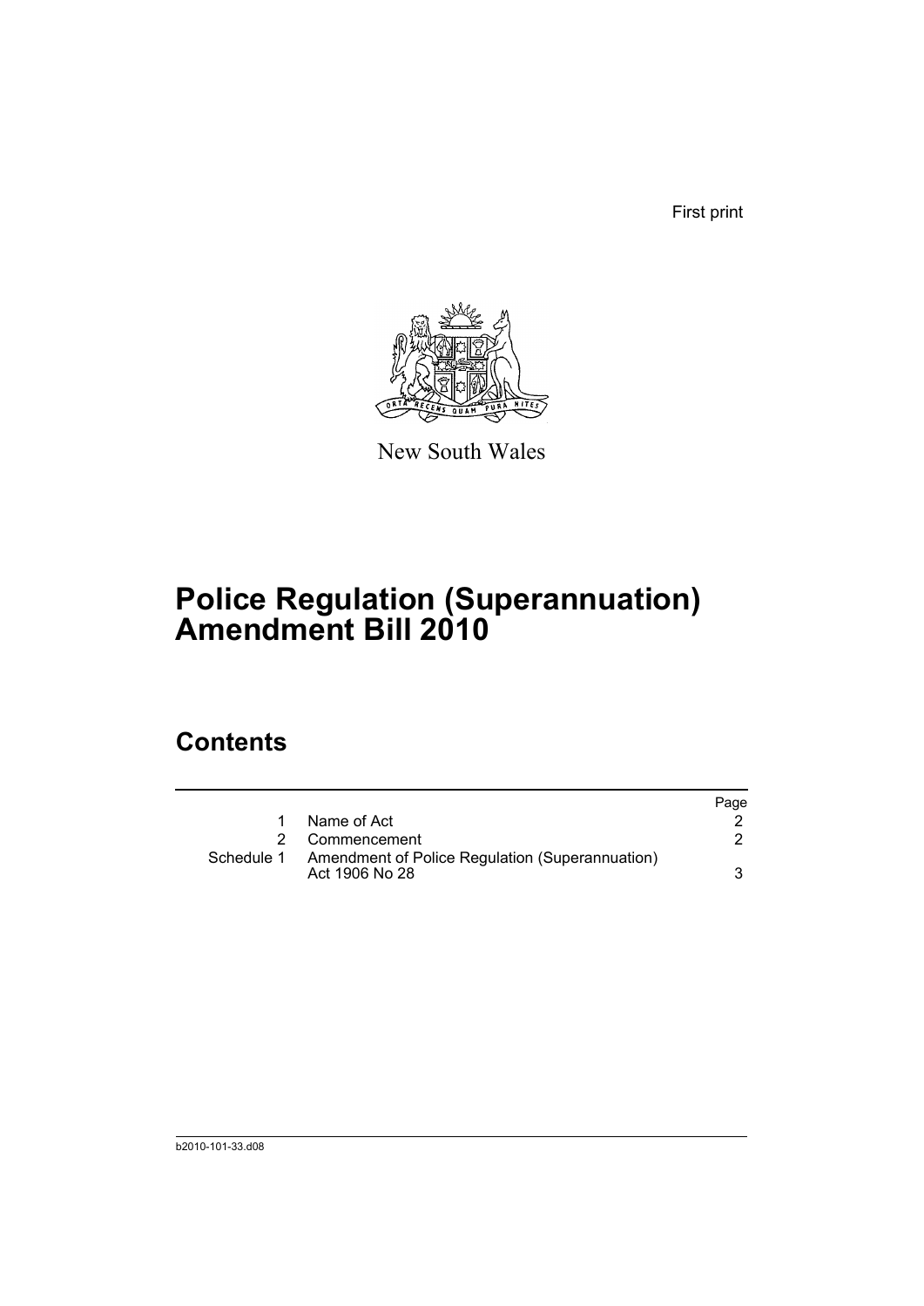First print

New South Wales

# Police Regulation (Superannuation) Amendment Bill 2010

## Contents

| | | Page |
|---|---|---|
| 1 | Name of Act | 2 |
| 2 | Commencement | 2 |
| Schedule 1 | Amendment of Police Regulation (Superannuation) Act 1906 No 28 | 3 |

b2010-101-33.d08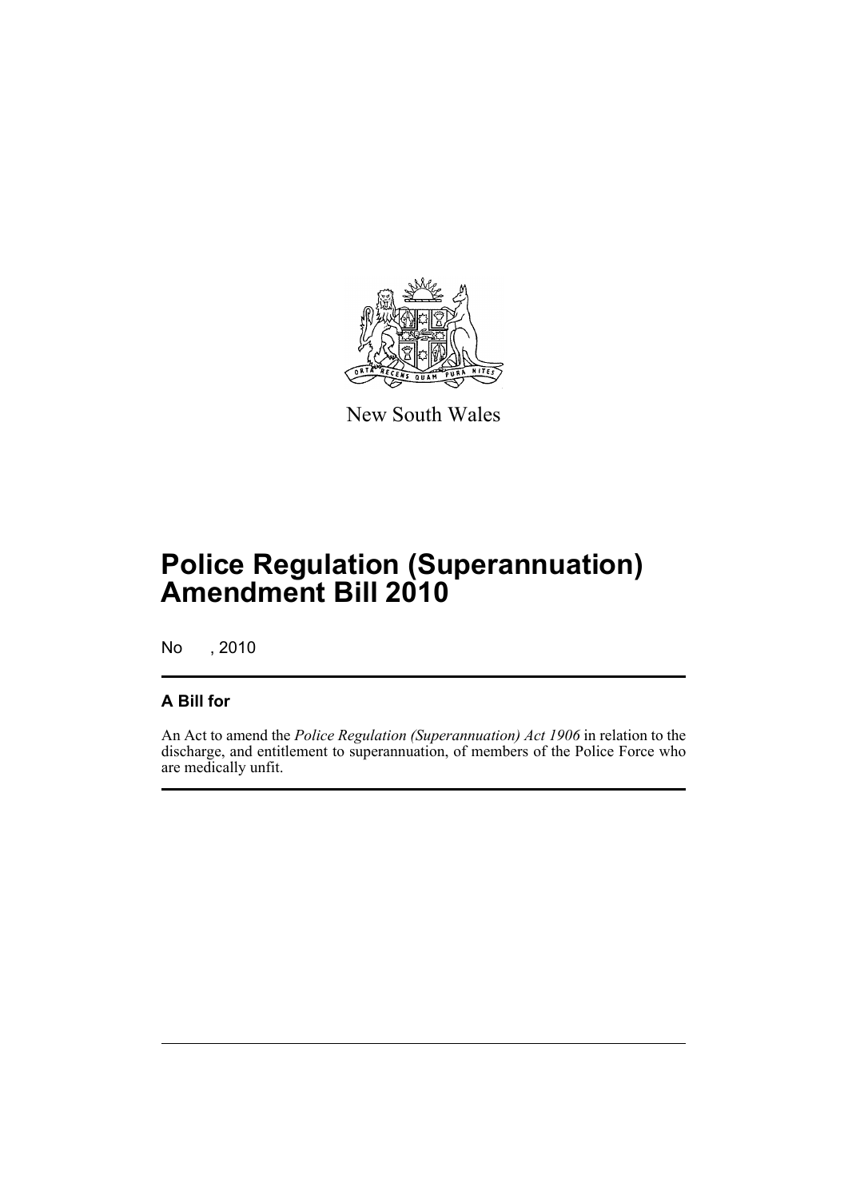New South Wales

# Police Regulation (Superannuation) Amendment Bill 2010

No , 2010

## A Bill for

An Act to amend the *Police Regulation (Superannuation) Act 1906* in relation to the discharge, and entitlement to superannuation, of members of the Police Force who are medically unfit.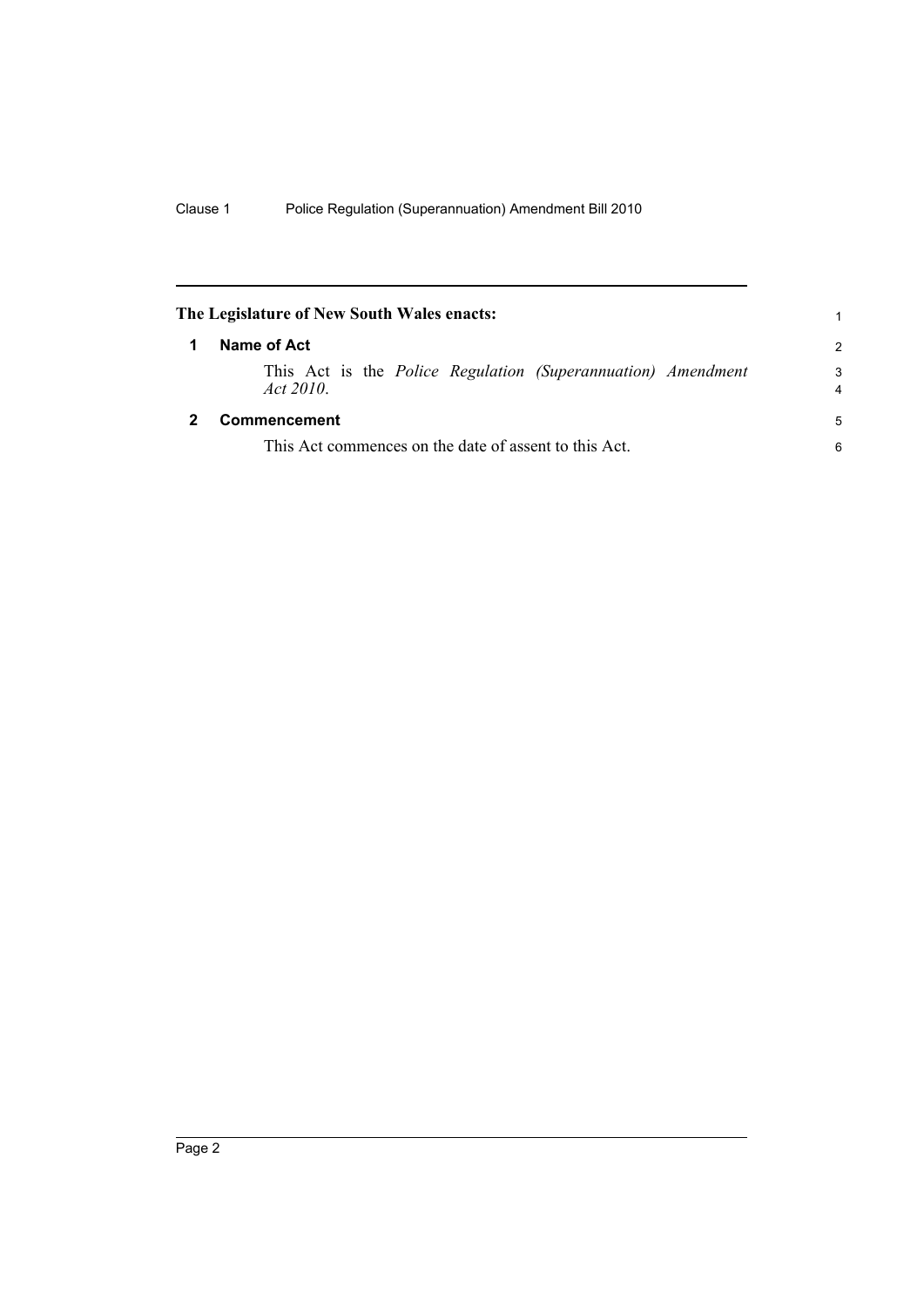**The Legislature of New South Wales enacts:**

## 1 Name of Act

This Act is the *Police Regulation (Superannuation) Amendment Act 2010*.

## 2 Commencement

This Act commences on the date of assent to this Act.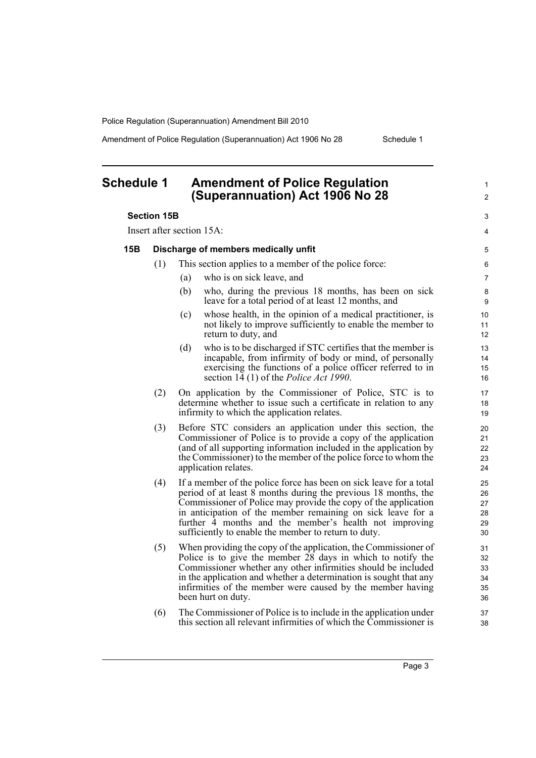# Schedule 1 Amendment of Police Regulation (Superannuation) Act 1906 No 28

**Section 15B**

Insert after section 15A:

**15B Discharge of members medically unfit**

(1) This section applies to a member of the police force:

(a) who is on sick leave, and

(b) who, during the previous 18 months, has been on sick leave for a total period of at least 12 months, and

(c) whose health, in the opinion of a medical practitioner, is not likely to improve sufficiently to enable the member to return to duty, and

(d) who is to be discharged if STC certifies that the member is incapable, from infirmity of body or mind, of personally exercising the functions of a police officer referred to in section 14 (1) of the *Police Act 1990*.

(2) On application by the Commissioner of Police, STC is to determine whether to issue such a certificate in relation to any infirmity to which the application relates.

(3) Before STC considers an application under this section, the Commissioner of Police is to provide a copy of the application (and of all supporting information included in the application by the Commissioner) to the member of the police force to whom the application relates.

(4) If a member of the police force has been on sick leave for a total period of at least 8 months during the previous 18 months, the Commissioner of Police may provide the copy of the application in anticipation of the member remaining on sick leave for a further 4 months and the member's health not improving sufficiently to enable the member to return to duty.

(5) When providing the copy of the application, the Commissioner of Police is to give the member 28 days in which to notify the Commissioner whether any other infirmities should be included in the application and whether a determination is sought that any infirmities of the member were caused by the member having been hurt on duty.

(6) The Commissioner of Police is to include in the application under this section all relevant infirmities of which the Commissioner is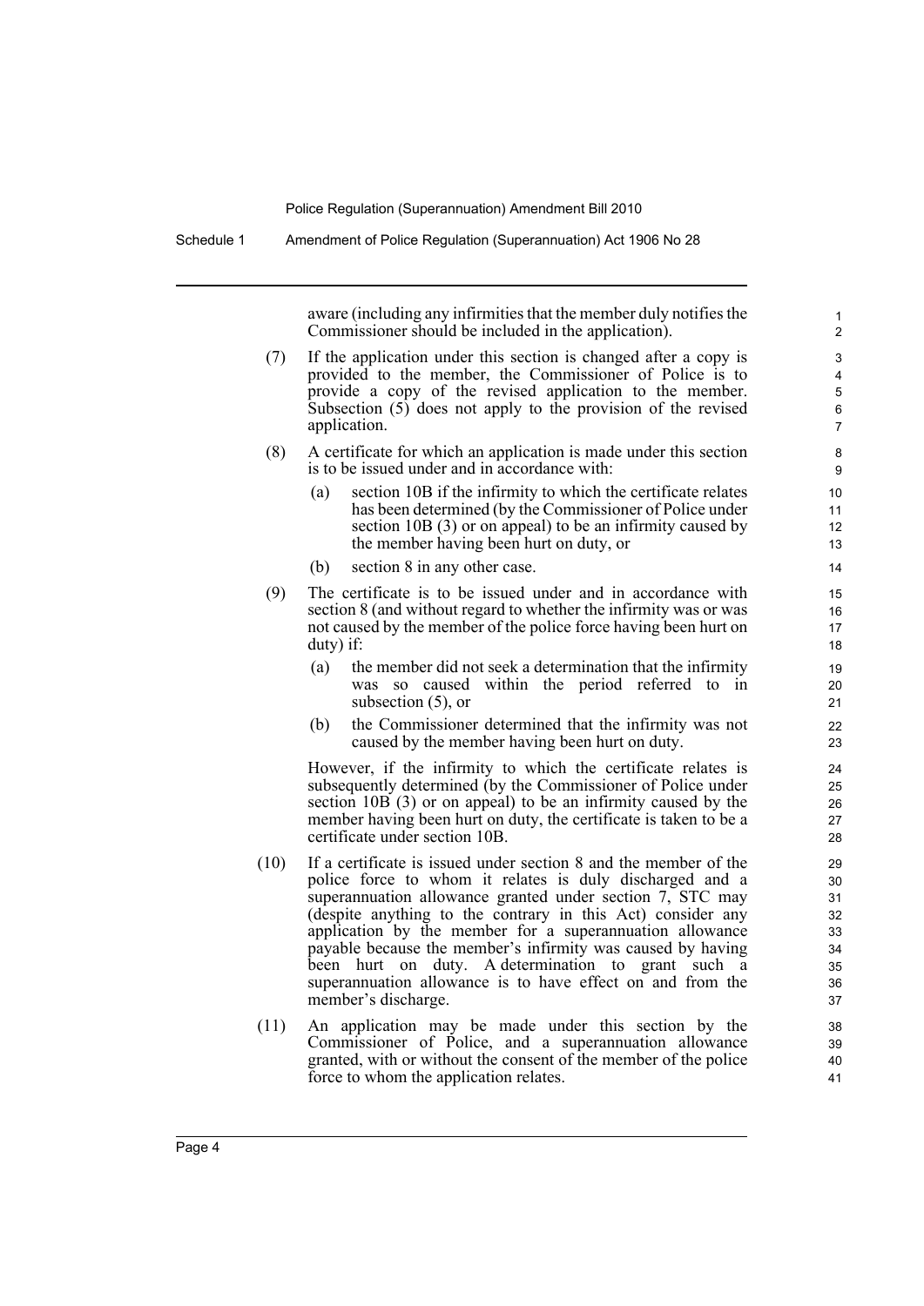aware (including any infirmities that the member duly notifies the Commissioner should be included in the application).

(7) If the application under this section is changed after a copy is provided to the member, the Commissioner of Police is to provide a copy of the revised application to the member. Subsection (5) does not apply to the provision of the revised application.

(8) A certificate for which an application is made under this section is to be issued under and in accordance with:

  (a) section 10B if the infirmity to which the certificate relates has been determined (by the Commissioner of Police under section 10B (3) or on appeal) to be an infirmity caused by the member having been hurt on duty, or

  (b) section 8 in any other case.

(9) The certificate is to be issued under and in accordance with section 8 (and without regard to whether the infirmity was or was not caused by the member of the police force having been hurt on duty) if:

  (a) the member did not seek a determination that the infirmity was so caused within the period referred to in subsection (5), or

  (b) the Commissioner determined that the infirmity was not caused by the member having been hurt on duty.

However, if the infirmity to which the certificate relates is subsequently determined (by the Commissioner of Police under section 10B (3) or on appeal) to be an infirmity caused by the member having been hurt on duty, the certificate is taken to be a certificate under section 10B.

(10) If a certificate is issued under section 8 and the member of the police force to whom it relates is duly discharged and a superannuation allowance granted under section 7, STC may (despite anything to the contrary in this Act) consider any application by the member for a superannuation allowance payable because the member's infirmity was caused by having been hurt on duty. A determination to grant such a superannuation allowance is to have effect on and from the member's discharge.

(11) An application may be made under this section by the Commissioner of Police, and a superannuation allowance granted, with or without the consent of the member of the police force to whom the application relates.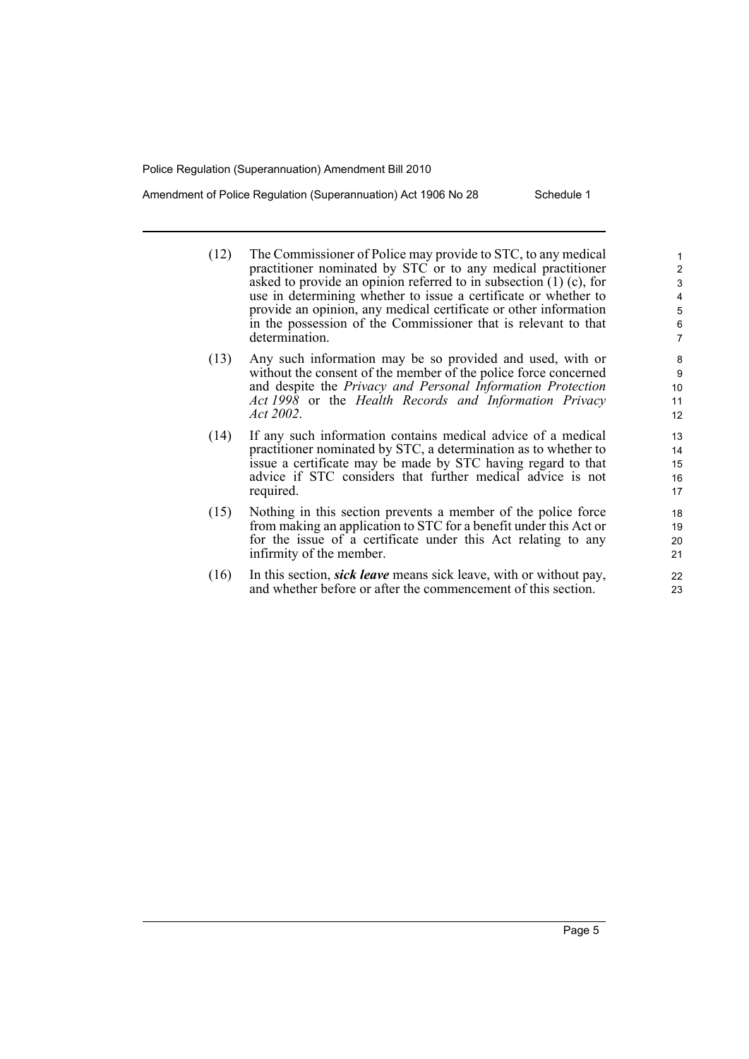(12) The Commissioner of Police may provide to STC, to any medical practitioner nominated by STC or to any medical practitioner asked to provide an opinion referred to in subsection (1) (c), for use in determining whether to issue a certificate or whether to provide an opinion, any medical certificate or other information in the possession of the Commissioner that is relevant to that determination.

(13) Any such information may be so provided and used, with or without the consent of the member of the police force concerned and despite the *Privacy and Personal Information Protection Act 1998* or the *Health Records and Information Privacy Act 2002*.

(14) If any such information contains medical advice of a medical practitioner nominated by STC, a determination as to whether to issue a certificate may be made by STC having regard to that advice if STC considers that further medical advice is not required.

(15) Nothing in this section prevents a member of the police force from making an application to STC for a benefit under this Act or for the issue of a certificate under this Act relating to any infirmity of the member.

(16) In this section, ***sick leave*** means sick leave, with or without pay, and whether before or after the commencement of this section.